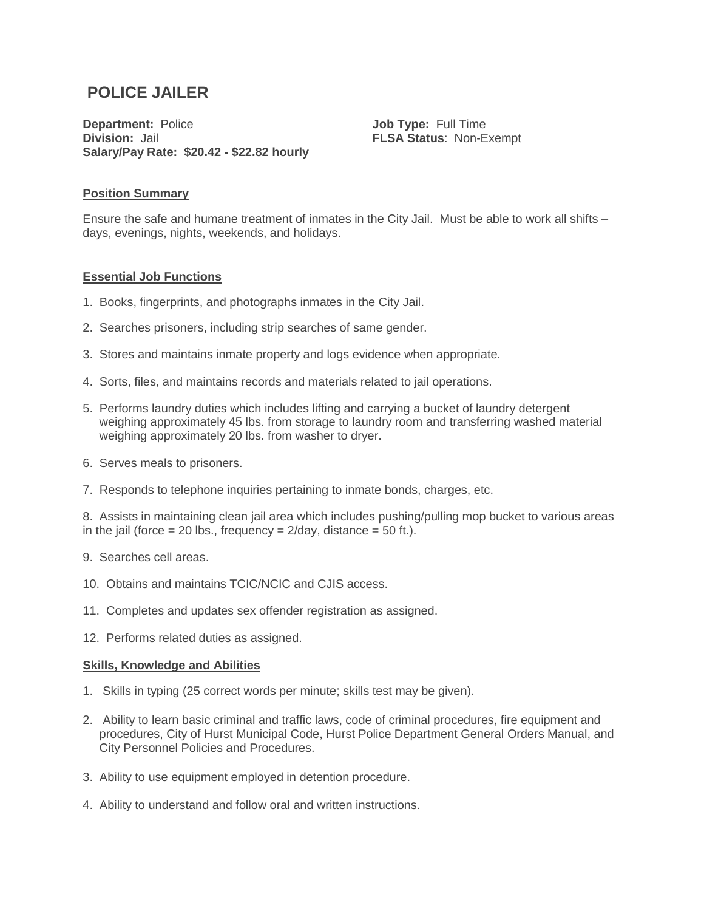# POLICE JAILER

**Department:** Police
**Division:** Jail
**Salary/Pay Rate: $20.42 - $22.82 hourly**

**Job Type:** Full Time
**FLSA Status**: Non-Exempt

## Position Summary

Ensure the safe and humane treatment of inmates in the City Jail. Must be able to work all shifts – days, evenings, nights, weekends, and holidays.

## Essential Job Functions

1. Books, fingerprints, and photographs inmates in the City Jail.
2. Searches prisoners, including strip searches of same gender.
3. Stores and maintains inmate property and logs evidence when appropriate.
4. Sorts, files, and maintains records and materials related to jail operations.
5. Performs laundry duties which includes lifting and carrying a bucket of laundry detergent weighing approximately 45 lbs. from storage to laundry room and transferring washed material weighing approximately 20 lbs. from washer to dryer.
6. Serves meals to prisoners.
7. Responds to telephone inquiries pertaining to inmate bonds, charges, etc.
8. Assists in maintaining clean jail area which includes pushing/pulling mop bucket to various areas in the jail (force = 20 lbs., frequency = 2/day, distance = 50 ft.).
9. Searches cell areas.
10. Obtains and maintains TCIC/NCIC and CJIS access.
11. Completes and updates sex offender registration as assigned.
12. Performs related duties as assigned.

## Skills, Knowledge and Abilities

1. Skills in typing (25 correct words per minute; skills test may be given).
2. Ability to learn basic criminal and traffic laws, code of criminal procedures, fire equipment and procedures, City of Hurst Municipal Code, Hurst Police Department General Orders Manual, and City Personnel Policies and Procedures.
3. Ability to use equipment employed in detention procedure.
4. Ability to understand and follow oral and written instructions.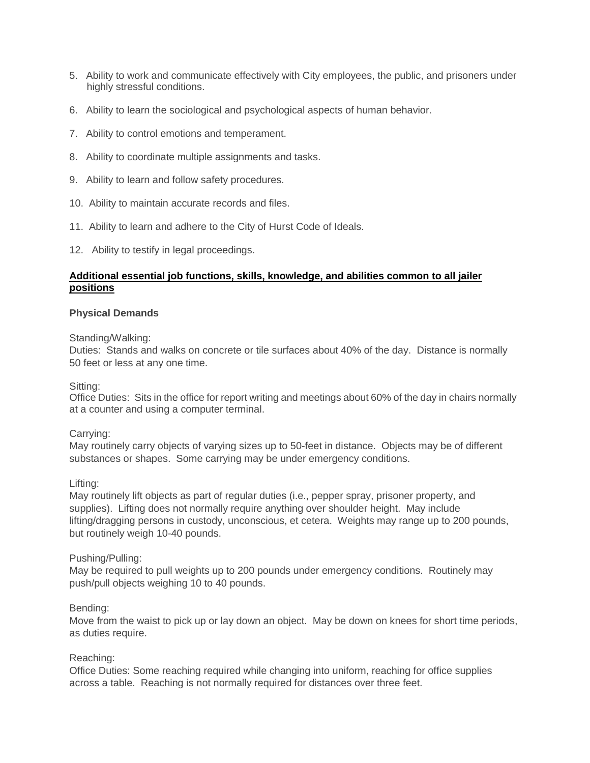5. Ability to work and communicate effectively with City employees, the public, and prisoners under highly stressful conditions.

6. Ability to learn the sociological and psychological aspects of human behavior.

7. Ability to control emotions and temperament.

8. Ability to coordinate multiple assignments and tasks.

9. Ability to learn and follow safety procedures.

10. Ability to maintain accurate records and files.

11. Ability to learn and adhere to the City of Hurst Code of Ideals.

12. Ability to testify in legal proceedings.

**Additional essential job functions, skills, knowledge, and abilities common to all jailer positions**

**Physical Demands**

Standing/Walking:
Duties: Stands and walks on concrete or tile surfaces about 40% of the day. Distance is normally 50 feet or less at any one time.

Sitting:
Office Duties: Sits in the office for report writing and meetings about 60% of the day in chairs normally at a counter and using a computer terminal.

Carrying:
May routinely carry objects of varying sizes up to 50-feet in distance. Objects may be of different substances or shapes. Some carrying may be under emergency conditions.

Lifting:
May routinely lift objects as part of regular duties (i.e., pepper spray, prisoner property, and supplies). Lifting does not normally require anything over shoulder height. May include lifting/dragging persons in custody, unconscious, et cetera. Weights may range up to 200 pounds, but routinely weigh 10-40 pounds.

Pushing/Pulling:
May be required to pull weights up to 200 pounds under emergency conditions. Routinely may push/pull objects weighing 10 to 40 pounds.

Bending:
Move from the waist to pick up or lay down an object. May be down on knees for short time periods, as duties require.

Reaching:
Office Duties: Some reaching required while changing into uniform, reaching for office supplies across a table. Reaching is not normally required for distances over three feet.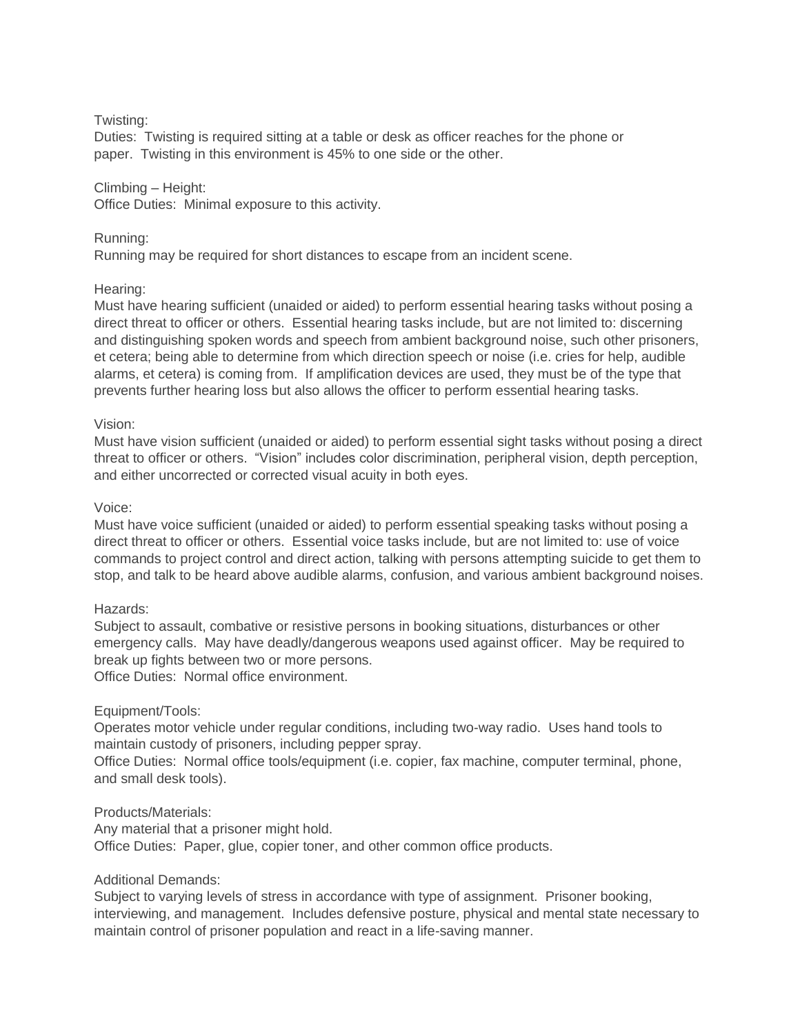Twisting:
Duties: Twisting is required sitting at a table or desk as officer reaches for the phone or paper. Twisting in this environment is 45% to one side or the other.

Climbing – Height:
Office Duties: Minimal exposure to this activity.

Running:
Running may be required for short distances to escape from an incident scene.

Hearing:
Must have hearing sufficient (unaided or aided) to perform essential hearing tasks without posing a direct threat to officer or others. Essential hearing tasks include, but are not limited to: discerning and distinguishing spoken words and speech from ambient background noise, such other prisoners, et cetera; being able to determine from which direction speech or noise (i.e. cries for help, audible alarms, et cetera) is coming from. If amplification devices are used, they must be of the type that prevents further hearing loss but also allows the officer to perform essential hearing tasks.

Vision:
Must have vision sufficient (unaided or aided) to perform essential sight tasks without posing a direct threat to officer or others. "Vision" includes color discrimination, peripheral vision, depth perception, and either uncorrected or corrected visual acuity in both eyes.

Voice:
Must have voice sufficient (unaided or aided) to perform essential speaking tasks without posing a direct threat to officer or others. Essential voice tasks include, but are not limited to: use of voice commands to project control and direct action, talking with persons attempting suicide to get them to stop, and talk to be heard above audible alarms, confusion, and various ambient background noises.

Hazards:
Subject to assault, combative or resistive persons in booking situations, disturbances or other emergency calls. May have deadly/dangerous weapons used against officer. May be required to break up fights between two or more persons.
Office Duties: Normal office environment.

Equipment/Tools:
Operates motor vehicle under regular conditions, including two-way radio. Uses hand tools to maintain custody of prisoners, including pepper spray.
Office Duties: Normal office tools/equipment (i.e. copier, fax machine, computer terminal, phone, and small desk tools).

Products/Materials:
Any material that a prisoner might hold.
Office Duties: Paper, glue, copier toner, and other common office products.

Additional Demands:
Subject to varying levels of stress in accordance with type of assignment. Prisoner booking, interviewing, and management. Includes defensive posture, physical and mental state necessary to maintain control of prisoner population and react in a life-saving manner.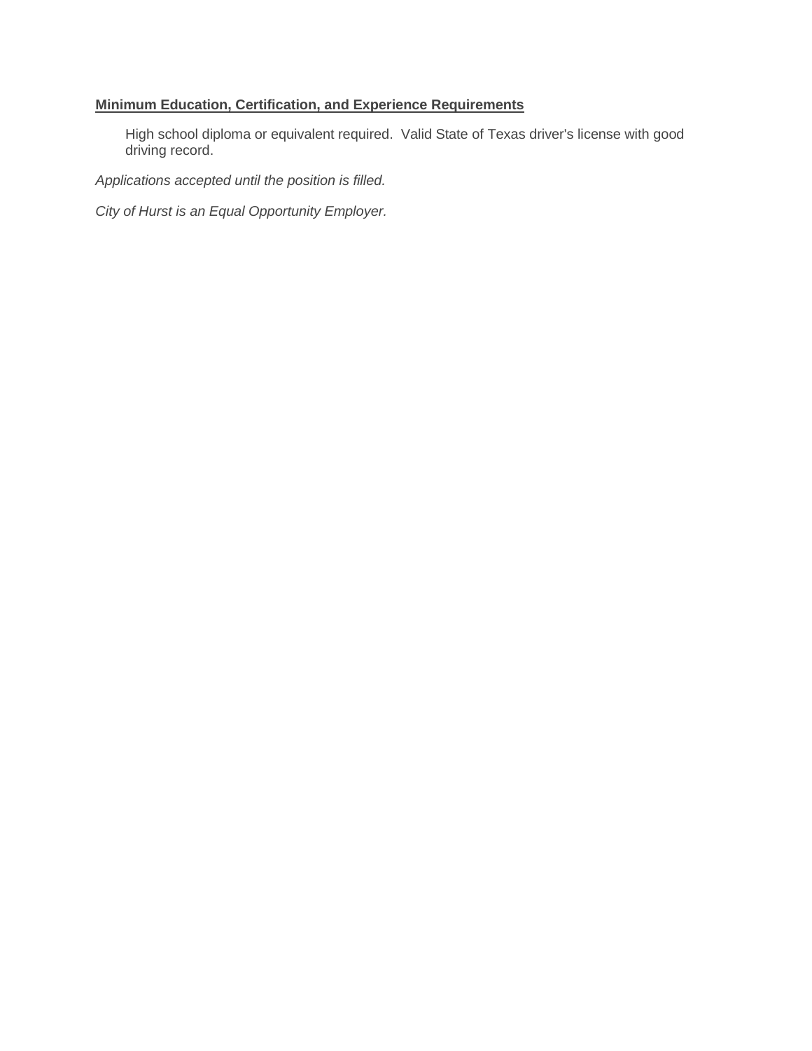**Minimum Education, Certification, and Experience Requirements**

High school diploma or equivalent required. Valid State of Texas driver's license with good driving record.

*Applications accepted until the position is filled.*

*City of Hurst is an Equal Opportunity Employer.*